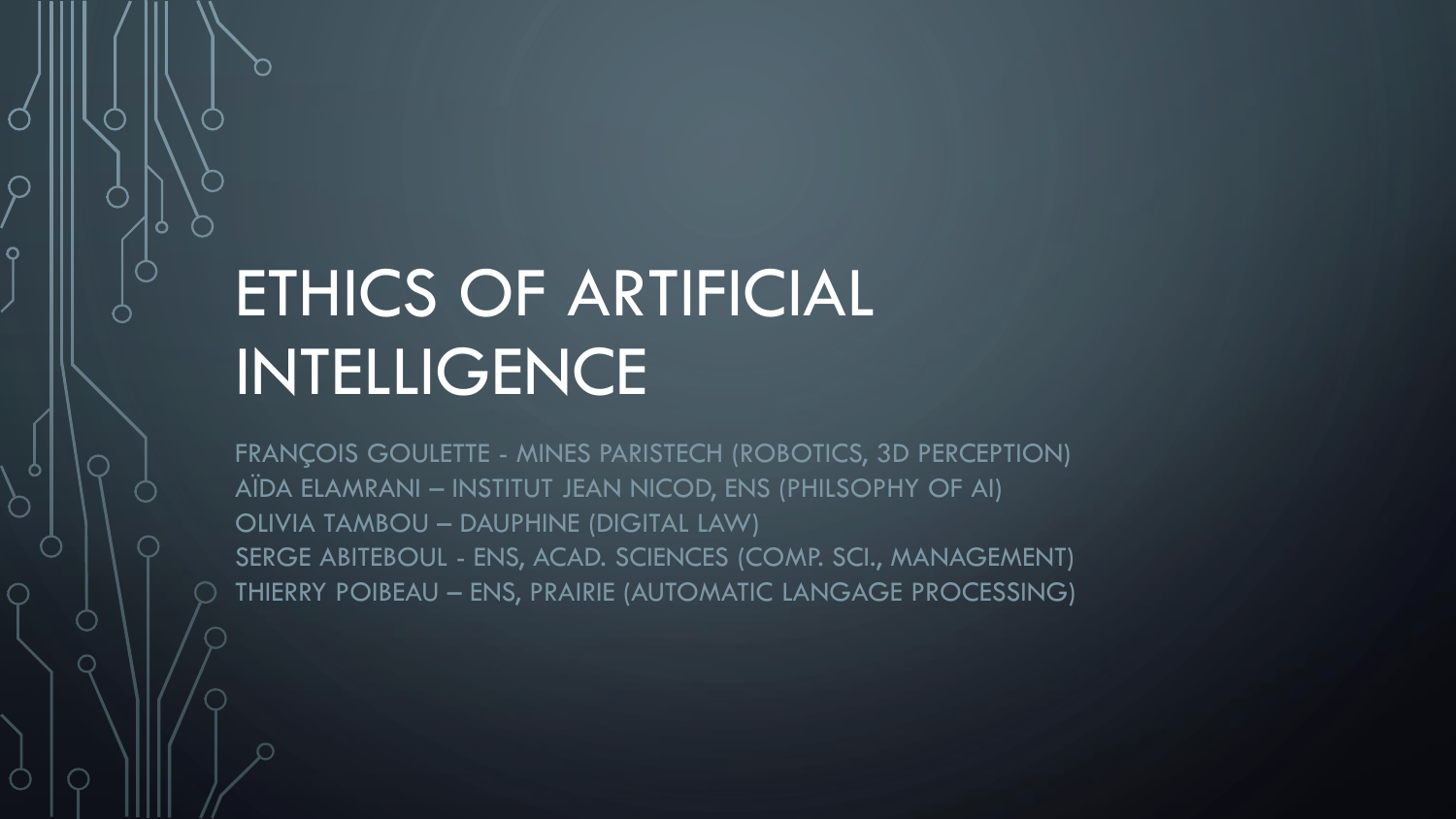# ETHICS OF ARTIFICIAL INTELLIGENCE

FRANÇOIS GOULETTE - MINES PARISTECH (ROBOTICS, 3D PERCEPTION)
AÏDA ELAMRANI – INSTITUT JEAN NICOD, ENS (PHILSOPHY OF AI)
OLIVIA TAMBOU – DAUPHINE (DIGITAL LAW)
SERGE ABITEBOUL - ENS, ACAD. SCIENCES (COMP. SCI., MANAGEMENT)
THIERRY POIBEAU – ENS, PRAIRIE (AUTOMATIC LANGAGE PROCESSING)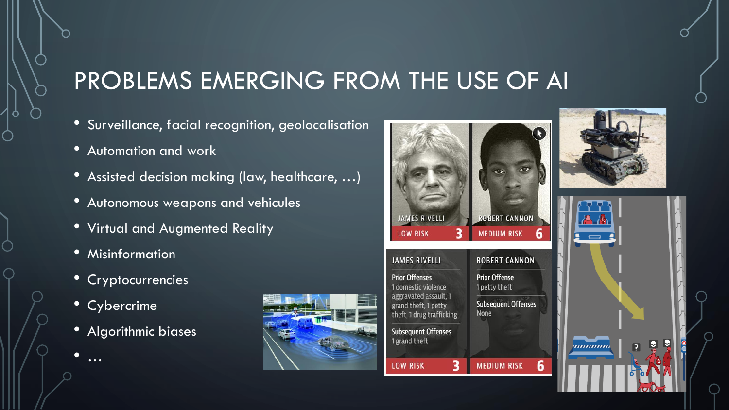# PROBLEMS EMERGING FROM THE USE OF AI

- Surveillance, facial recognition, geolocalisation
- Automation and work
- Assisted decision making (law, healthcare, …)
- Autonomous weapons and vehicules
- Virtual and Augmented Reality
- Misinformation
- Cryptocurrencies
- Cybercrime
- Algorithmic biases
- …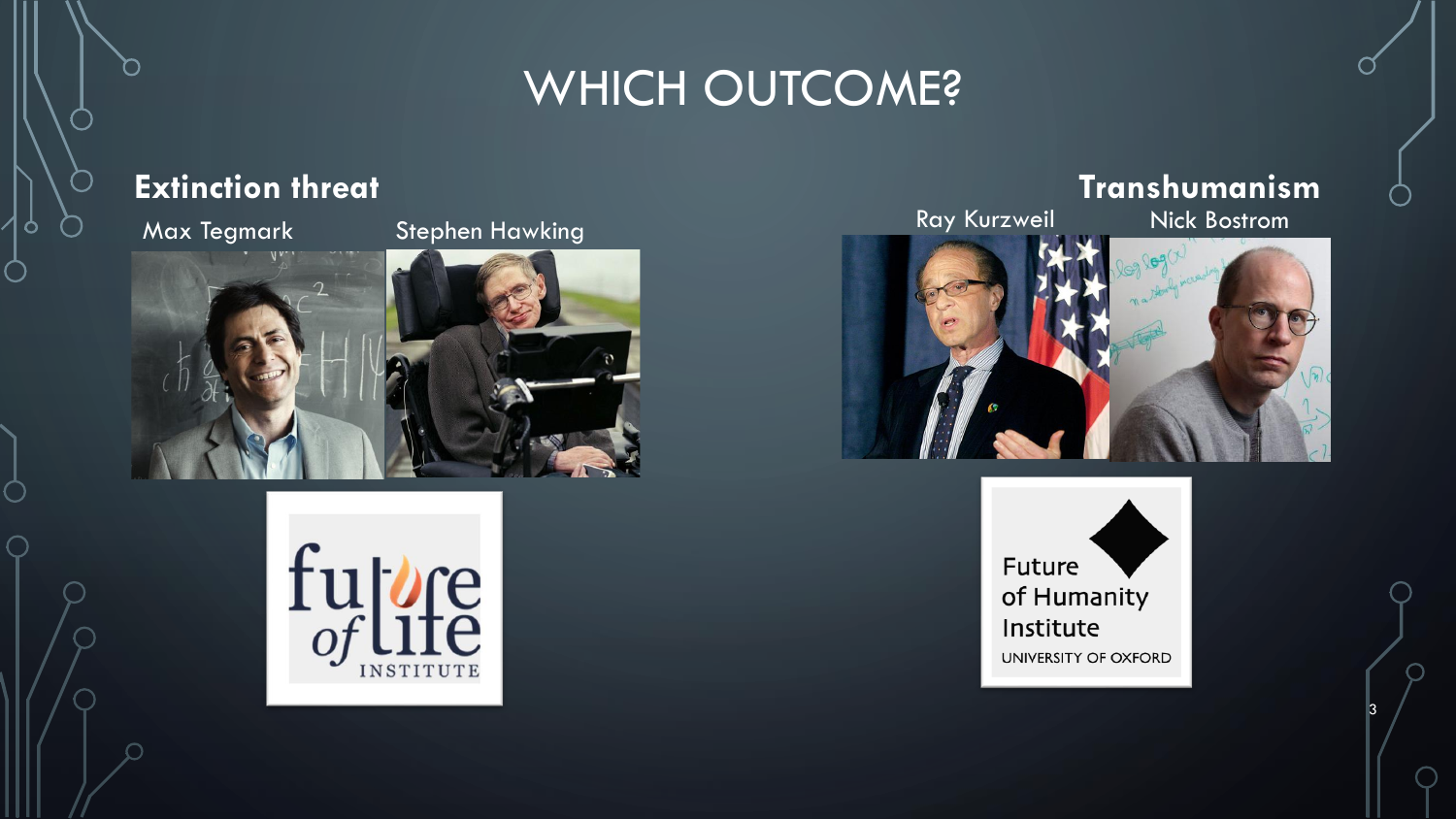# WHICH OUTCOME?

**Extinction threat**

Max Tegmark

Stephen Hawking

**Transhumanism**

Ray Kurzweil

Nick Bostrom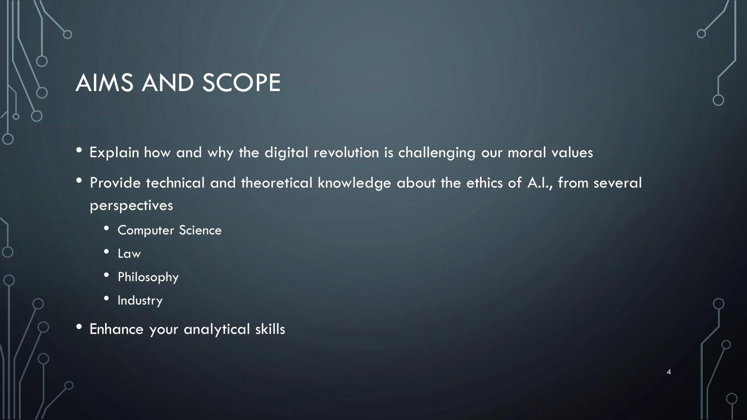# AIMS AND SCOPE

- Explain how and why the digital revolution is challenging our moral values
- Provide technical and theoretical knowledge about the ethics of A.I., from several perspectives
  - Computer Science
  - Law
  - Philosophy
  - Industry
- Enhance your analytical skills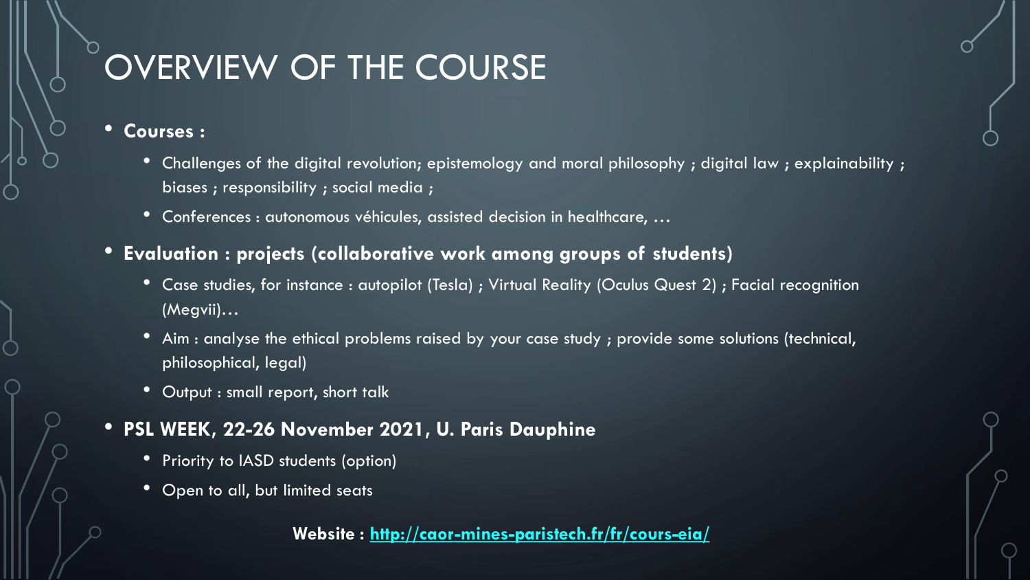# OVERVIEW OF THE COURSE

- **Courses :**
  - Challenges of the digital revolution; epistemology and moral philosophy ; digital law ; explainability ; biases ; responsibility ; social media ;
  - Conferences : autonomous véhicules, assisted decision in healthcare, …
- **Evaluation : projects (collaborative work among groups of students)**
  - Case studies, for instance : autopilot (Tesla) ; Virtual Reality (Oculus Quest 2) ; Facial recognition (Megvii)…
  - Aim : analyse the ethical problems raised by your case study ; provide some solutions (technical, philosophical, legal)
  - Output : small report, short talk
- **PSL WEEK, 22-26 November 2021, U. Paris Dauphine**
  - Priority to IASD students (option)
  - Open to all, but limited seats

**Website : http://caor-mines-paristech.fr/fr/cours-eia/**